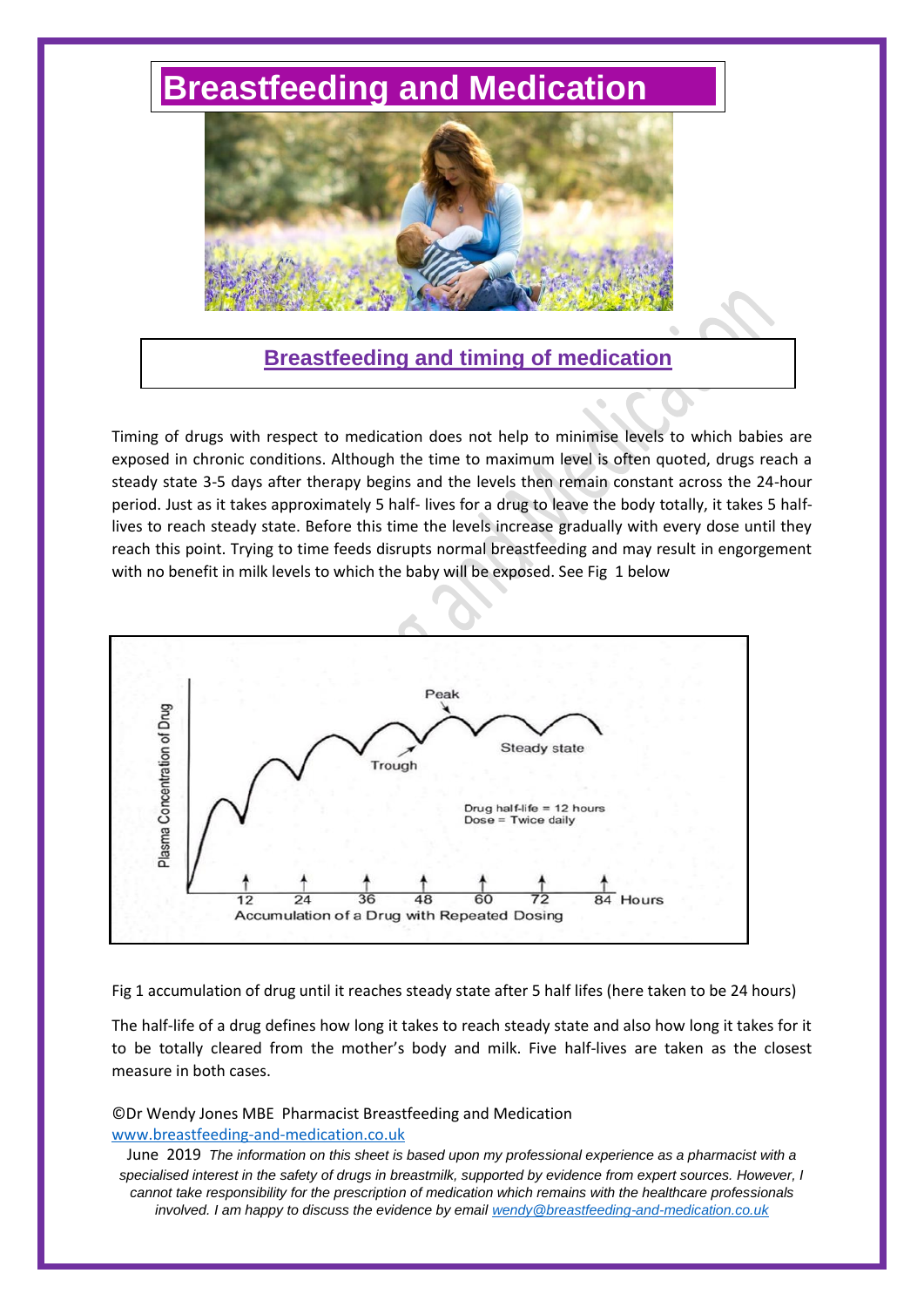# Breastfeeding and Medication

## Breastfeeding and timing of medication

Timing of drugs with respect to medication does not help to minimise levels to which babies are exposed in chronic conditions. Although the time to maximum level is often quoted, drugs reach a steady state 3-5 days after therapy begins and the levels then remain constant across the 24-hour period. Just as it takes approximately 5 half- lives for a drug to leave the body totally, it takes 5 half-lives to reach steady state. Before this time the levels increase gradually with every dose until they reach this point. Trying to time feeds disrupts normal breastfeeding and may result in engorgement with no benefit in milk levels to which the baby will be exposed. See Fig 1 below

Fig 1 accumulation of drug until it reaches steady state after 5 half lifes (here taken to be 24 hours)

The half-life of a drug defines how long it takes to reach steady state and also how long it takes for it to be totally cleared from the mother's body and milk. Five half-lives are taken as the closest measure in both cases.

©Dr Wendy Jones MBE Pharmacist Breastfeeding and Medication
www.breastfeeding-and-medication.co.uk

June 2019 *The information on this sheet is based upon my professional experience as a pharmacist with a specialised interest in the safety of drugs in breastmilk, supported by evidence from expert sources. However, I cannot take responsibility for the prescription of medication which remains with the healthcare professionals involved. I am happy to discuss the evidence by email wendy@breastfeeding-and-medication.co.uk*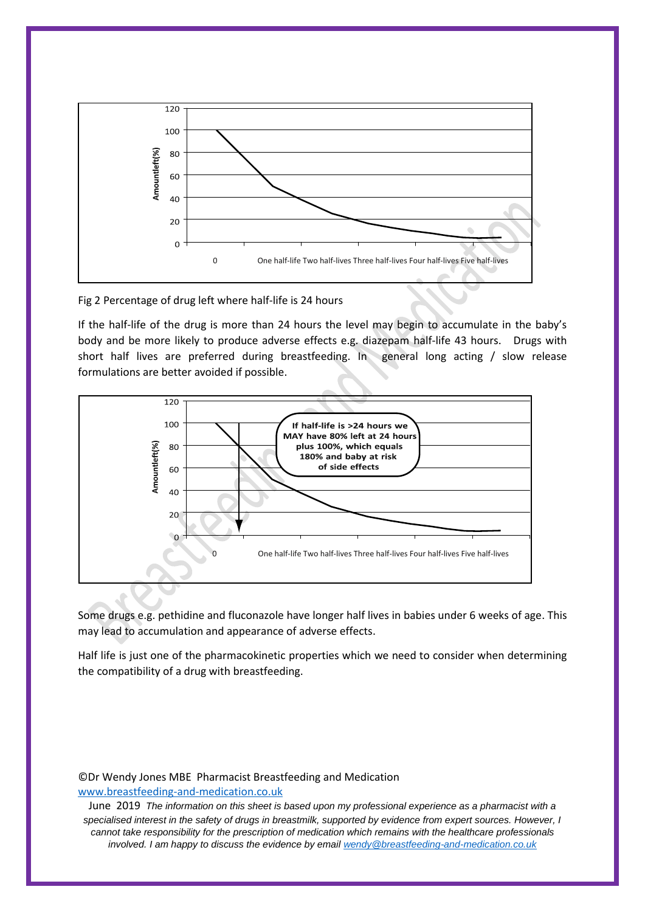Fig 2 Percentage of drug left where half-life is 24 hours

If the half-life of the drug is more than 24 hours the level may begin to accumulate in the baby's body and be more likely to produce adverse effects e.g. diazepam half-life 43 hours. Drugs with short half lives are preferred during breastfeeding. In general long acting / slow release formulations are better avoided if possible.

Some drugs e.g. pethidine and fluconazole have longer half lives in babies under 6 weeks of age. This may lead to accumulation and appearance of adverse effects.

Half life is just one of the pharmacokinetic properties which we need to consider when determining the compatibility of a drug with breastfeeding.

©Dr Wendy Jones MBE Pharmacist Breastfeeding and Medication
www.breastfeeding-and-medication.co.uk

June 2019 *The information on this sheet is based upon my professional experience as a pharmacist with a specialised interest in the safety of drugs in breastmilk, supported by evidence from expert sources. However, I cannot take responsibility for the prescription of medication which remains with the healthcare professionals involved. I am happy to discuss the evidence by email wendy@breastfeeding-and-medication.co.uk*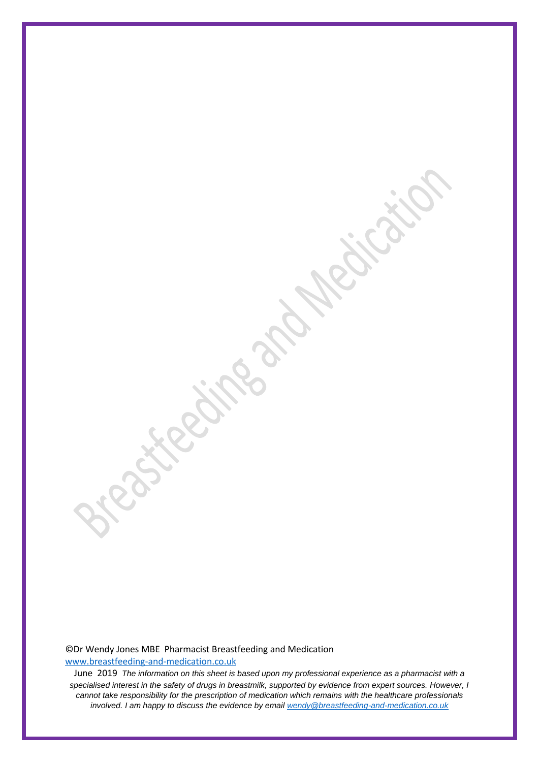©Dr Wendy Jones MBE Pharmacist Breastfeeding and Medication
www.breastfeeding-and-medication.co.uk

June 2019 *The information on this sheet is based upon my professional experience as a pharmacist with a specialised interest in the safety of drugs in breastmilk, supported by evidence from expert sources. However, I cannot take responsibility for the prescription of medication which remains with the healthcare professionals involved. I am happy to discuss the evidence by email wendy@breastfeeding-and-medication.co.uk*